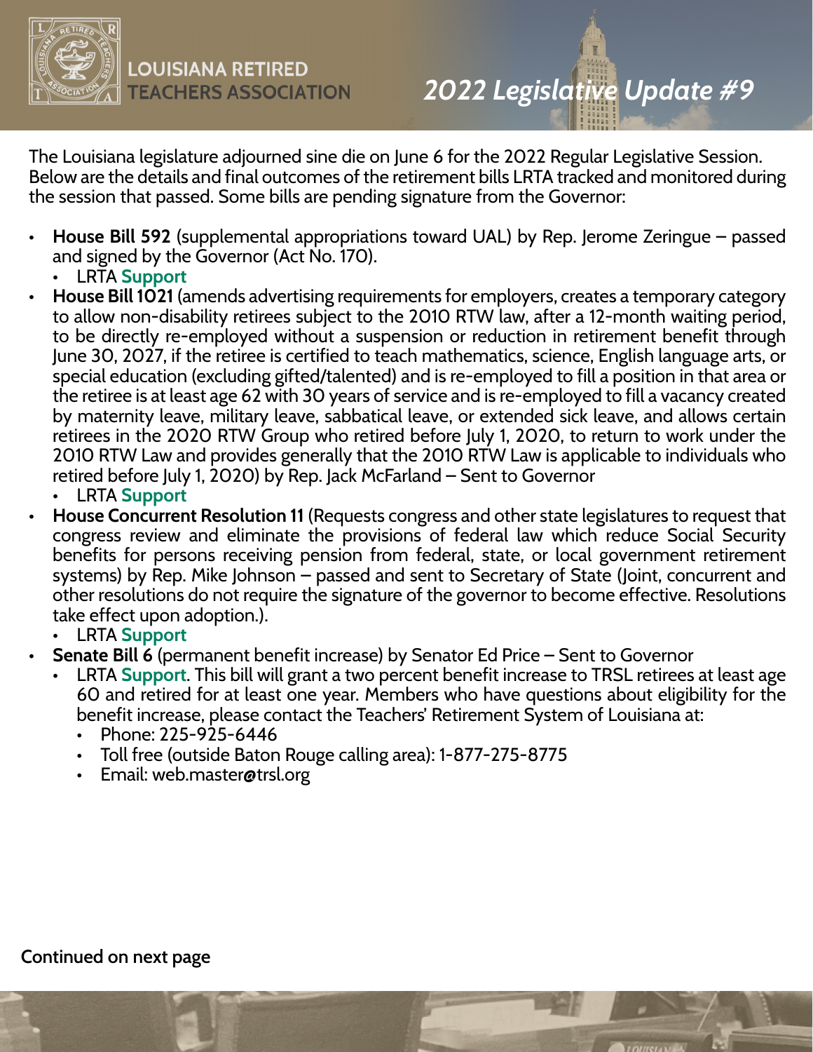LOUISIANA RETIRED TEACHERS ASSOCIATION

# *2022 Legislative Update #9*

The Louisiana legislature adjourned sine die on June 6 for the 2022 Regular Legislative Session. Below are the details and final outcomes of the retirement bills LRTA tracked and monitored during the session that passed. Some bills are pending signature from the Governor:

- **House Bill 592** (supplemental appropriations toward UAL) by Rep. Jerome Zeringue – passed and signed by the Governor (Act No. 170).
  - LRTA **Support**
- **House Bill 1021** (amends advertising requirements for employers, creates a temporary category to allow non-disability retirees subject to the 2010 RTW law, after a 12-month waiting period, to be directly re-employed without a suspension or reduction in retirement benefit through June 30, 2027, if the retiree is certified to teach mathematics, science, English language arts, or special education (excluding gifted/talented) and is re-employed to fill a position in that area or the retiree is at least age 62 with 30 years of service and is re-employed to fill a vacancy created by maternity leave, military leave, sabbatical leave, or extended sick leave, and allows certain retirees in the 2020 RTW Group who retired before July 1, 2020, to return to work under the 2010 RTW Law and provides generally that the 2010 RTW Law is applicable to individuals who retired before July 1, 2020) by Rep. Jack McFarland – Sent to Governor
  - LRTA **Support**
- **House Concurrent Resolution 11** (Requests congress and other state legislatures to request that congress review and eliminate the provisions of federal law which reduce Social Security benefits for persons receiving pension from federal, state, or local government retirement systems) by Rep. Mike Johnson – passed and sent to Secretary of State (Joint, concurrent and other resolutions do not require the signature of the governor to become effective. Resolutions take effect upon adoption.).
  - LRTA **Support**
- **Senate Bill 6** (permanent benefit increase) by Senator Ed Price – Sent to Governor
  - LRTA **Support**. This bill will grant a two percent benefit increase to TRSL retirees at least age 60 and retired for at least one year. Members who have questions about eligibility for the benefit increase, please contact the Teachers' Retirement System of Louisiana at:
    - Phone: 225-925-6446
    - Toll free (outside Baton Rouge calling area): 1-877-275-8775
    - Email: web.master@trsl.org

**Continued on next page**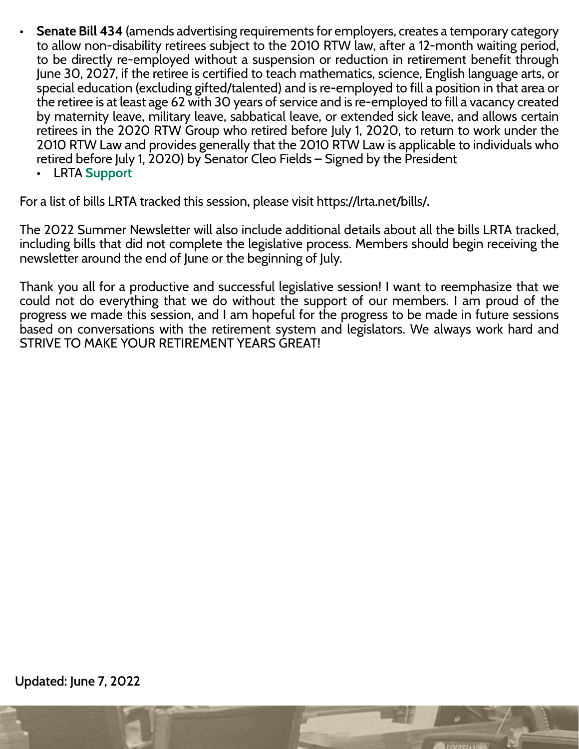- **Senate Bill 434** (amends advertising requirements for employers, creates a temporary category to allow non-disability retirees subject to the 2010 RTW law, after a 12-month waiting period, to be directly re-employed without a suspension or reduction in retirement benefit through June 30, 2027, if the retiree is certified to teach mathematics, science, English language arts, or special education (excluding gifted/talented) and is re-employed to fill a position in that area or the retiree is at least age 62 with 30 years of service and is re-employed to fill a vacancy created by maternity leave, military leave, sabbatical leave, or extended sick leave, and allows certain retirees in the 2020 RTW Group who retired before July 1, 2020, to return to work under the 2010 RTW Law and provides generally that the 2010 RTW Law is applicable to individuals who retired before July 1, 2020) by Senator Cleo Fields – Signed by the President
  - LRTA **Support**

For a list of bills LRTA tracked this session, please visit https://lrta.net/bills/.

The 2022 Summer Newsletter will also include additional details about all the bills LRTA tracked, including bills that did not complete the legislative process. Members should begin receiving the newsletter around the end of June or the beginning of July.

Thank you all for a productive and successful legislative session! I want to reemphasize that we could not do everything that we do without the support of our members. I am proud of the progress we made this session, and I am hopeful for the progress to be made in future sessions based on conversations with the retirement system and legislators. We always work hard and STRIVE TO MAKE YOUR RETIREMENT YEARS GREAT!

**Updated: June 7, 2022**